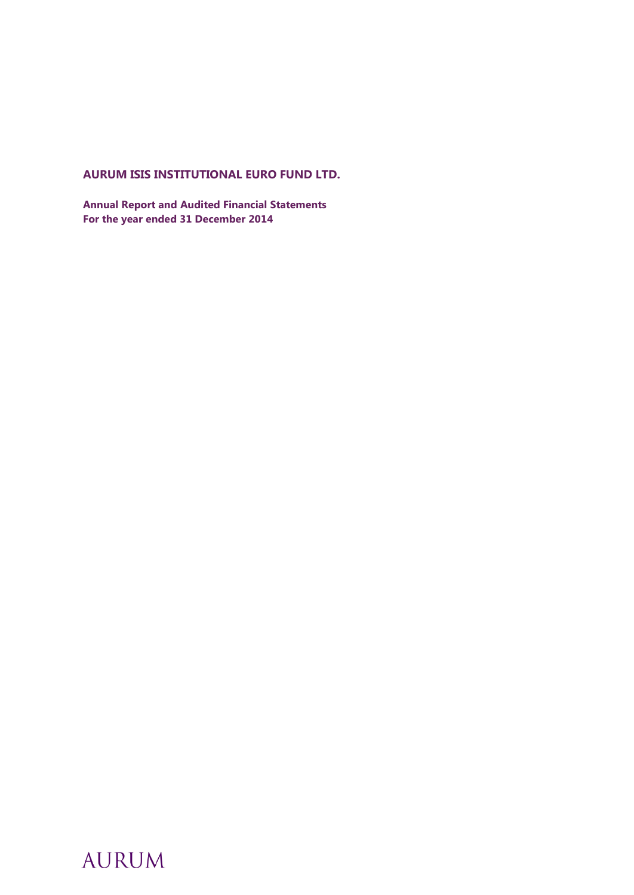# AURUM ISIS INSTITUTIONAL EURO FUND LTD.

**Annual Report and Audited Financial Statements**
**For the year ended 31 December 2014**

AURUM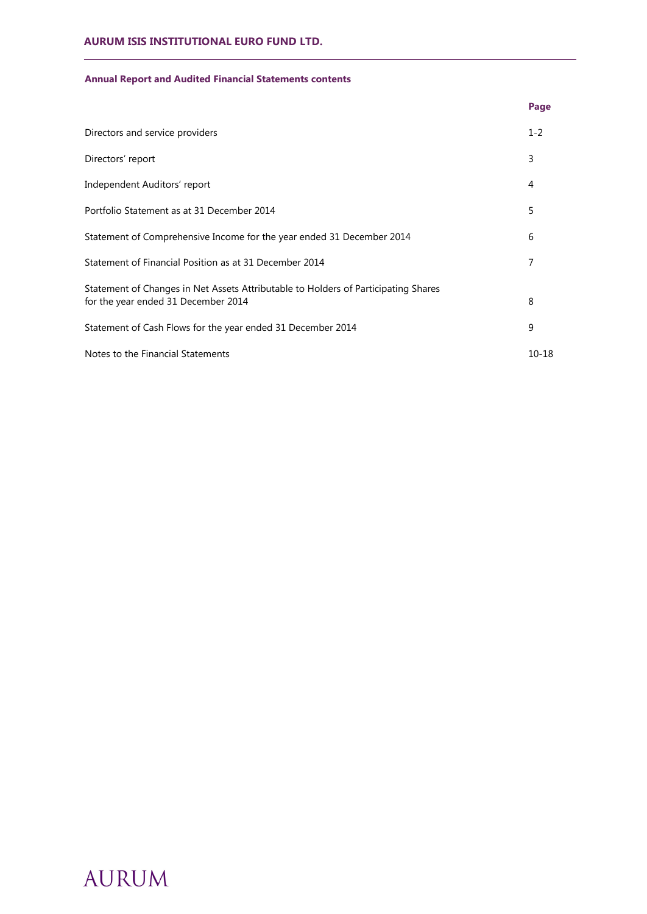**Annual Report and Audited Financial Statements contents**

| | Page |
|---|---|
| Directors and service providers | 1-2 |
| Directors' report | 3 |
| Independent Auditors' report | 4 |
| Portfolio Statement as at 31 December 2014 | 5 |
| Statement of Comprehensive Income for the year ended 31 December 2014 | 6 |
| Statement of Financial Position as at 31 December 2014 | 7 |
| Statement of Changes in Net Assets Attributable to Holders of Participating Shares for the year ended 31 December 2014 | 8 |
| Statement of Cash Flows for the year ended 31 December 2014 | 9 |
| Notes to the Financial Statements | 10-18 |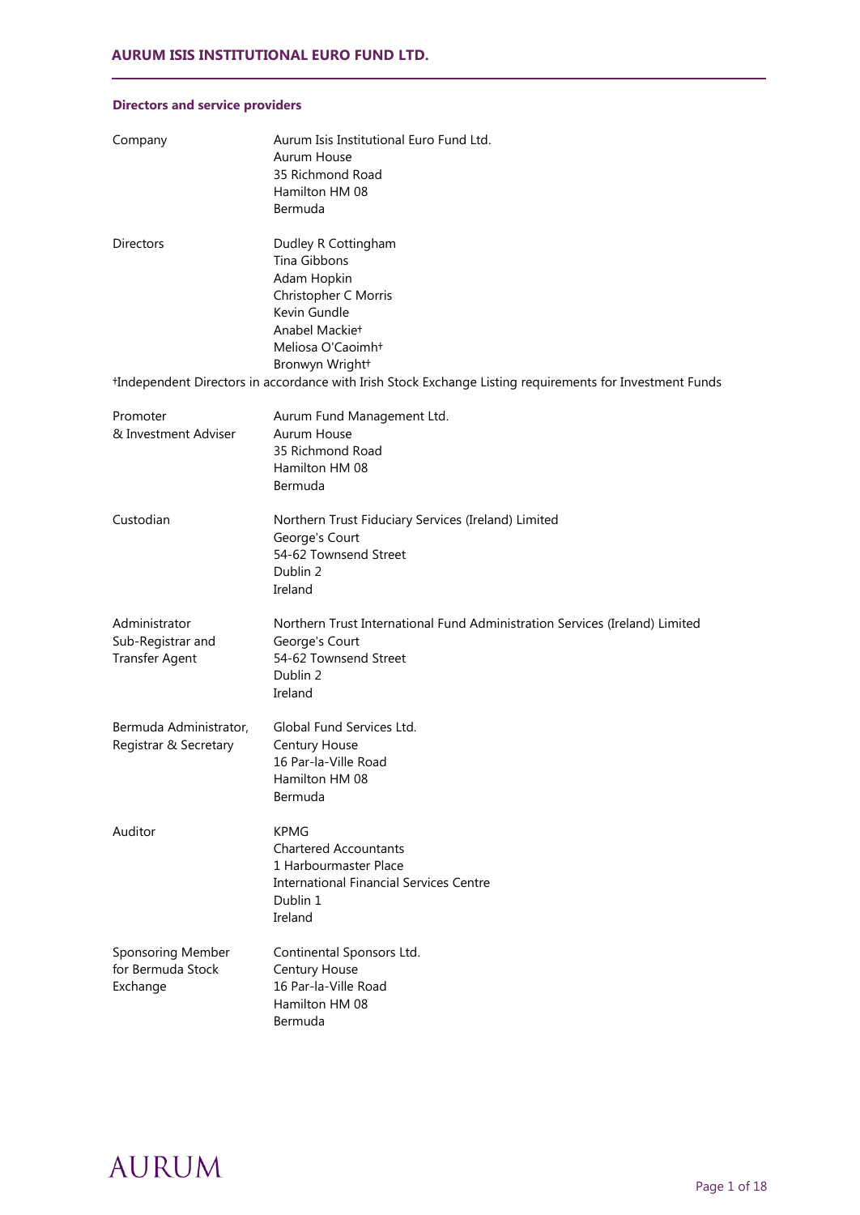## Directors and service providers

| | |
|---|---|
| Company | Aurum Isis Institutional Euro Fund Ltd.<br>Aurum House<br>35 Richmond Road<br>Hamilton HM 08<br>Bermuda |
| Directors | Dudley R Cottingham<br>Tina Gibbons<br>Adam Hopkin<br>Christopher C Morris<br>Kevin Gundle<br>Anabel Mackie†<br>Meliosa O'Caoimh†<br>Bronwyn Wright† |

†Independent Directors in accordance with Irish Stock Exchange Listing requirements for Investment Funds

| | |
|---|---|
| Promoter<br>& Investment Adviser | Aurum Fund Management Ltd.<br>Aurum House<br>35 Richmond Road<br>Hamilton HM 08<br>Bermuda |
| Custodian | Northern Trust Fiduciary Services (Ireland) Limited<br>George's Court<br>54-62 Townsend Street<br>Dublin 2<br>Ireland |
| Administrator<br>Sub-Registrar and<br>Transfer Agent | Northern Trust International Fund Administration Services (Ireland) Limited<br>George's Court<br>54-62 Townsend Street<br>Dublin 2<br>Ireland |
| Bermuda Administrator,<br>Registrar & Secretary | Global Fund Services Ltd.<br>Century House<br>16 Par-la-Ville Road<br>Hamilton HM 08<br>Bermuda |
| Auditor | KPMG<br>Chartered Accountants<br>1 Harbourmaster Place<br>International Financial Services Centre<br>Dublin 1<br>Ireland |
| Sponsoring Member<br>for Bermuda Stock<br>Exchange | Continental Sponsors Ltd.<br>Century House<br>16 Par-la-Ville Road<br>Hamilton HM 08<br>Bermuda |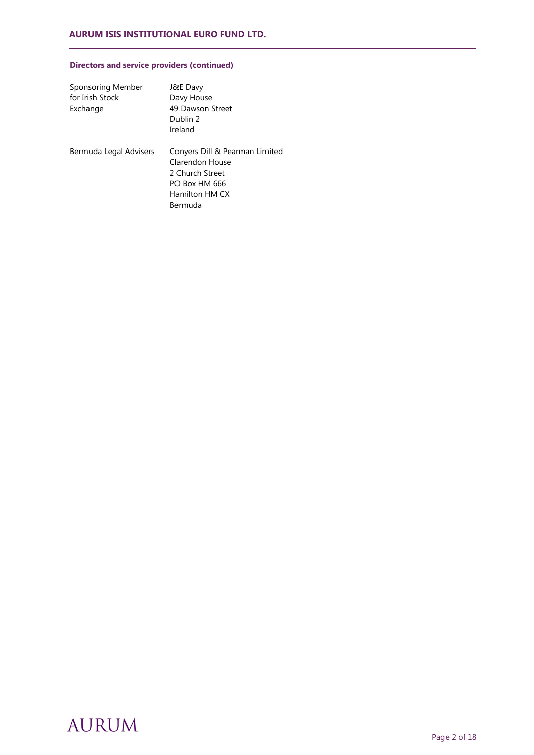### Directors and service providers (continued)

| | |
|---|---|
| Sponsoring Member for Irish Stock Exchange | J&E Davy<br>Davy House<br>49 Dawson Street<br>Dublin 2<br>Ireland |
| Bermuda Legal Advisers | Conyers Dill & Pearman Limited<br>Clarendon House<br>2 Church Street<br>PO Box HM 666<br>Hamilton HM CX<br>Bermuda |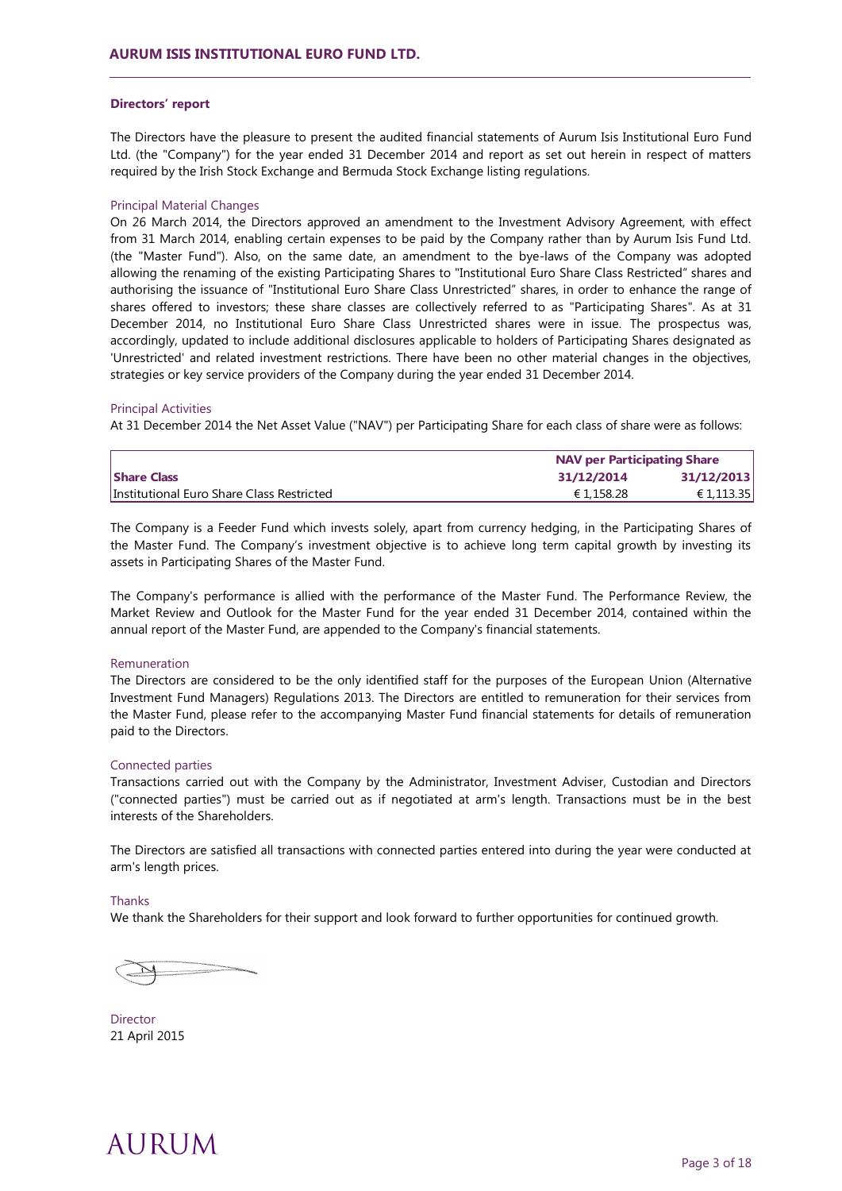## Directors' report

The Directors have the pleasure to present the audited financial statements of Aurum Isis Institutional Euro Fund Ltd. (the "Company") for the year ended 31 December 2014 and report as set out herein in respect of matters required by the Irish Stock Exchange and Bermuda Stock Exchange listing regulations.

### Principal Material Changes

On 26 March 2014, the Directors approved an amendment to the Investment Advisory Agreement, with effect from 31 March 2014, enabling certain expenses to be paid by the Company rather than by Aurum Isis Fund Ltd. (the "Master Fund"). Also, on the same date, an amendment to the bye-laws of the Company was adopted allowing the renaming of the existing Participating Shares to "Institutional Euro Share Class Restricted" shares and authorising the issuance of "Institutional Euro Share Class Unrestricted" shares, in order to enhance the range of shares offered to investors; these share classes are collectively referred to as "Participating Shares". As at 31 December 2014, no Institutional Euro Share Class Unrestricted shares were in issue. The prospectus was, accordingly, updated to include additional disclosures applicable to holders of Participating Shares designated as 'Unrestricted' and related investment restrictions. There have been no other material changes in the objectives, strategies or key service providers of the Company during the year ended 31 December 2014.

### Principal Activities

At 31 December 2014 the Net Asset Value ("NAV") per Participating Share for each class of share were as follows:

| | NAV per Participating Share | |
|---|---|---|
| **Share Class** | **31/12/2014** | **31/12/2013** |
| Institutional Euro Share Class Restricted | € 1,158.28 | € 1,113.35 |

The Company is a Feeder Fund which invests solely, apart from currency hedging, in the Participating Shares of the Master Fund. The Company's investment objective is to achieve long term capital growth by investing its assets in Participating Shares of the Master Fund.

The Company's performance is allied with the performance of the Master Fund. The Performance Review, the Market Review and Outlook for the Master Fund for the year ended 31 December 2014, contained within the annual report of the Master Fund, are appended to the Company's financial statements.

### Remuneration

The Directors are considered to be the only identified staff for the purposes of the European Union (Alternative Investment Fund Managers) Regulations 2013. The Directors are entitled to remuneration for their services from the Master Fund, please refer to the accompanying Master Fund financial statements for details of remuneration paid to the Directors.

### Connected parties

Transactions carried out with the Company by the Administrator, Investment Adviser, Custodian and Directors ("connected parties") must be carried out as if negotiated at arm's length. Transactions must be in the best interests of the Shareholders.

The Directors are satisfied all transactions with connected parties entered into during the year were conducted at arm's length prices.

### Thanks

We thank the Shareholders for their support and look forward to further opportunities for continued growth.

Director
21 April 2015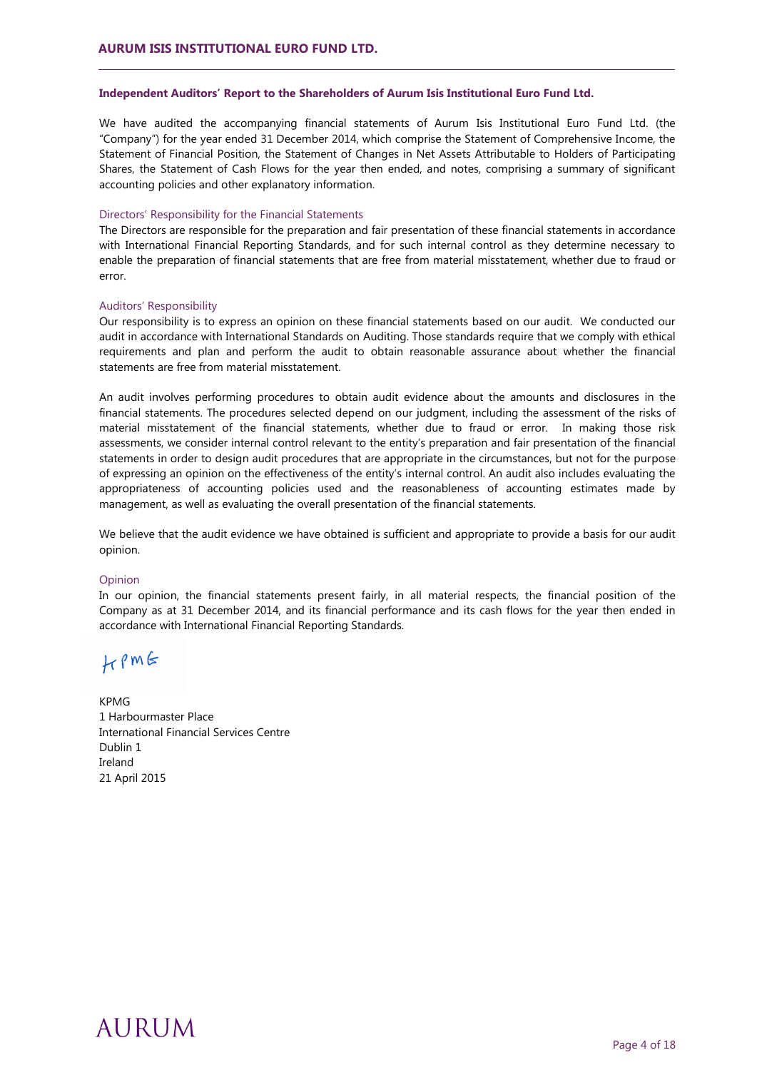**Independent Auditors' Report to the Shareholders of Aurum Isis Institutional Euro Fund Ltd.**

We have audited the accompanying financial statements of Aurum Isis Institutional Euro Fund Ltd. (the "Company") for the year ended 31 December 2014, which comprise the Statement of Comprehensive Income, the Statement of Financial Position, the Statement of Changes in Net Assets Attributable to Holders of Participating Shares, the Statement of Cash Flows for the year then ended, and notes, comprising a summary of significant accounting policies and other explanatory information.

### Directors' Responsibility for the Financial Statements

The Directors are responsible for the preparation and fair presentation of these financial statements in accordance with International Financial Reporting Standards, and for such internal control as they determine necessary to enable the preparation of financial statements that are free from material misstatement, whether due to fraud or error.

### Auditors' Responsibility

Our responsibility is to express an opinion on these financial statements based on our audit. We conducted our audit in accordance with International Standards on Auditing. Those standards require that we comply with ethical requirements and plan and perform the audit to obtain reasonable assurance about whether the financial statements are free from material misstatement.

An audit involves performing procedures to obtain audit evidence about the amounts and disclosures in the financial statements. The procedures selected depend on our judgment, including the assessment of the risks of material misstatement of the financial statements, whether due to fraud or error. In making those risk assessments, we consider internal control relevant to the entity's preparation and fair presentation of the financial statements in order to design audit procedures that are appropriate in the circumstances, but not for the purpose of expressing an opinion on the effectiveness of the entity's internal control. An audit also includes evaluating the appropriateness of accounting policies used and the reasonableness of accounting estimates made by management, as well as evaluating the overall presentation of the financial statements.

We believe that the audit evidence we have obtained is sufficient and appropriate to provide a basis for our audit opinion.

### Opinion

In our opinion, the financial statements present fairly, in all material respects, the financial position of the Company as at 31 December 2014, and its financial performance and its cash flows for the year then ended in accordance with International Financial Reporting Standards.

KPMG

KPMG
1 Harbourmaster Place
International Financial Services Centre
Dublin 1
Ireland
21 April 2015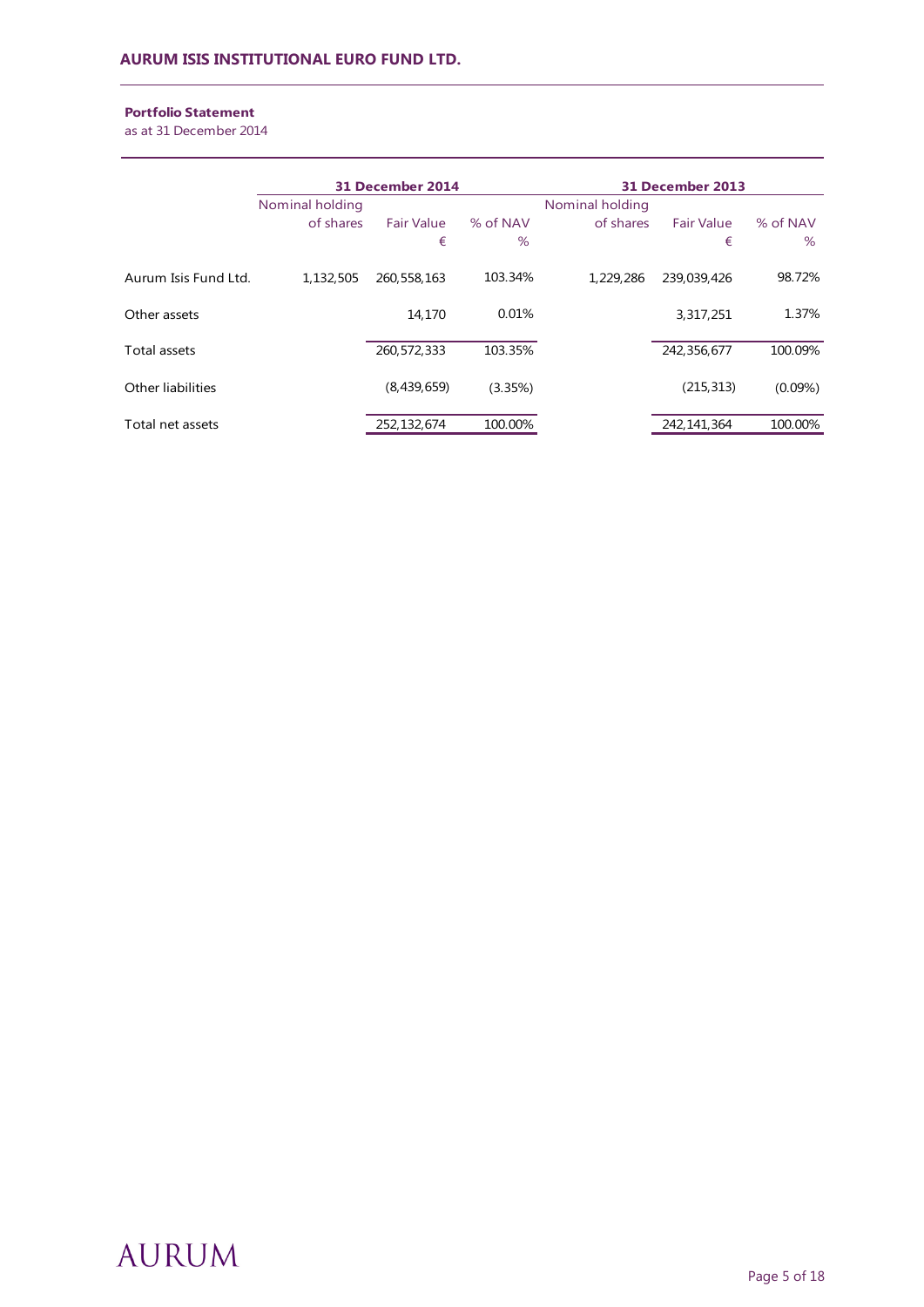**Portfolio Statement**

as at 31 December 2014

| | 31 December 2014 | | | 31 December 2013 | | |
|---|---|---|---|---|---|---|
| | Nominal holding of shares | Fair Value € | % of NAV % | Nominal holding of shares | Fair Value € | % of NAV % |
| Aurum Isis Fund Ltd. | 1,132,505 | 260,558,163 | 103.34% | 1,229,286 | 239,039,426 | 98.72% |
| Other assets | | 14,170 | 0.01% | | 3,317,251 | 1.37% |
| Total assets | | 260,572,333 | 103.35% | | 242,356,677 | 100.09% |
| Other liabilities | | (8,439,659) | (3.35%) | | (215,313) | (0.09%) |
| Total net assets | | 252,132,674 | 100.00% | | 242,141,364 | 100.00% |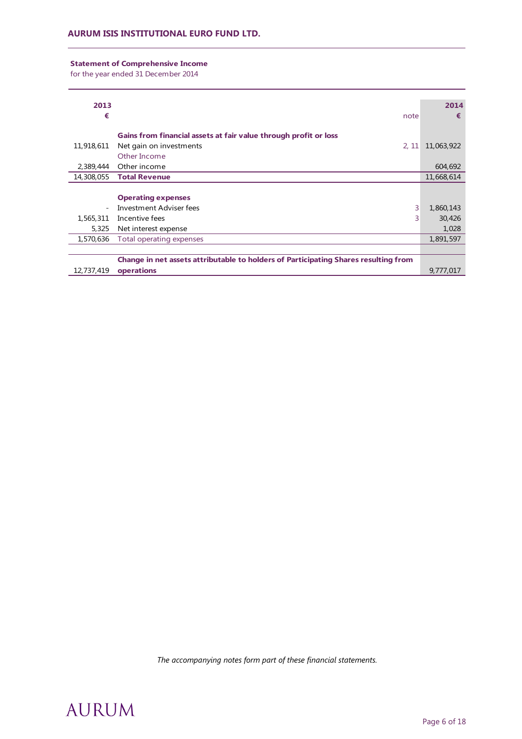**AURUM ISIS INSTITUTIONAL EURO FUND LTD.**

**Statement of Comprehensive Income**

for the year ended 31 December 2014

| 2013 € | | note | 2014 € |
|---|---|---|---|
| | **Gains from financial assets at fair value through profit or loss** | | |
| 11,918,611 | Net gain on investments | 2, 11 | 11,063,922 |
| | Other Income | | |
| 2,389,444 | Other income | | 604,692 |
| 14,308,055 | **Total Revenue** | | 11,668,614 |
| | | | |
| | **Operating expenses** | | |
| - | Investment Adviser fees | 3 | 1,860,143 |
| 1,565,311 | Incentive fees | 3 | 30,426 |
| 5,325 | Net interest expense | | 1,028 |
| 1,570,636 | Total operating expenses | | 1,891,597 |
| | | | |
| 12,737,419 | **Change in net assets attributable to holders of Participating Shares resulting from operations** | | 9,777,017 |

*The accompanying notes form part of these financial statements.*

AURUM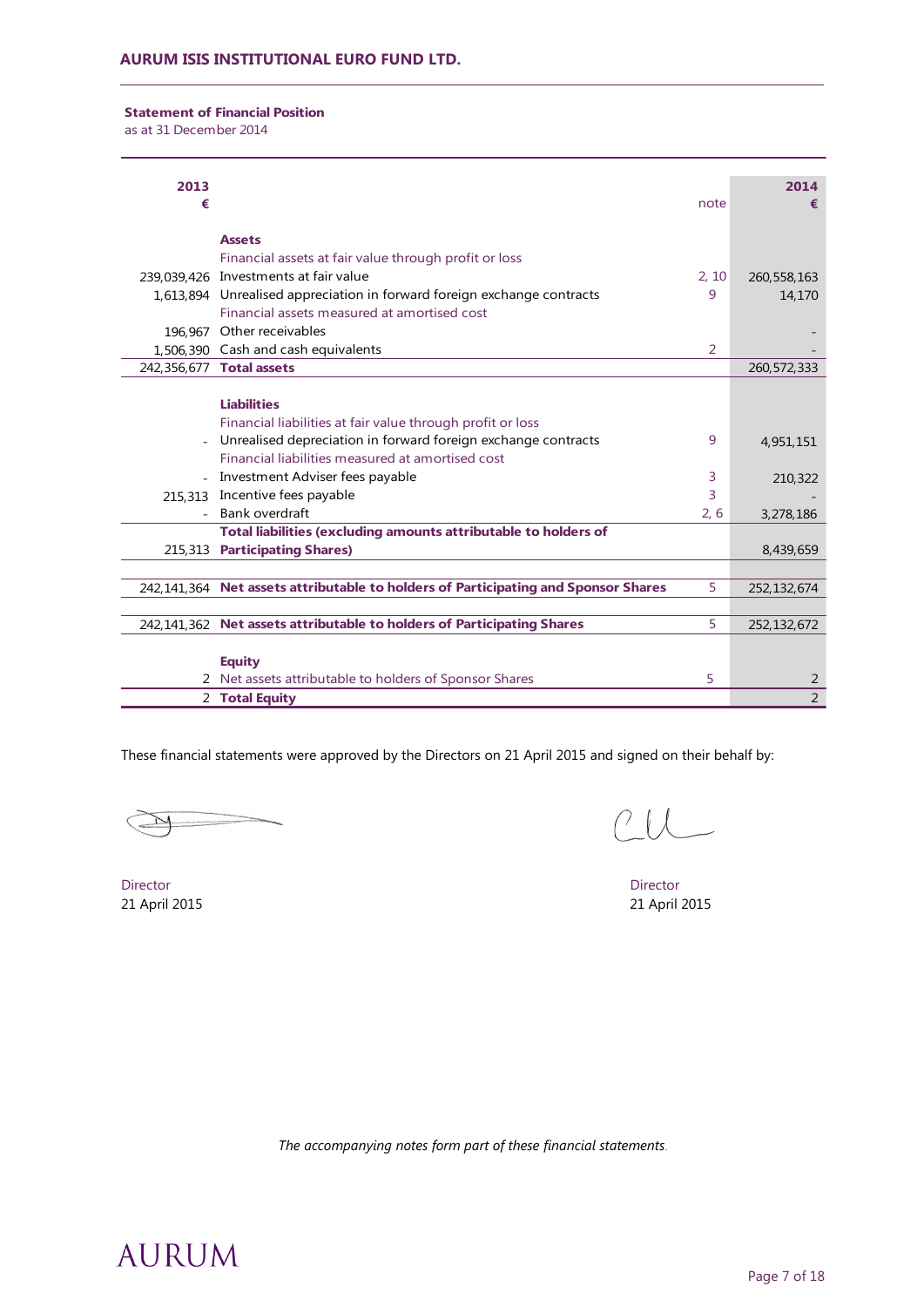**AURUM ISIS INSTITUTIONAL EURO FUND LTD.**

## Statement of Financial Position

as at 31 December 2014

| 2013 € | | note | 2014 € |
|---|---|---|---|
| | **Assets** | | |
| | Financial assets at fair value through profit or loss | | |
| 239,039,426 | Investments at fair value | 2, 10 | 260,558,163 |
| 1,613,894 | Unrealised appreciation in forward foreign exchange contracts | 9 | 14,170 |
| | Financial assets measured at amortised cost | | |
| 196,967 | Other receivables | | - |
| 1,506,390 | Cash and cash equivalents | 2 | - |
| 242,356,677 | **Total assets** | | 260,572,333 |
| | **Liabilities** | | |
| | Financial liabilities at fair value through profit or loss | | |
| - | Unrealised depreciation in forward foreign exchange contracts | 9 | 4,951,151 |
| | Financial liabilities measured at amortised cost | | |
| - | Investment Adviser fees payable | 3 | 210,322 |
| 215,313 | Incentive fees payable | 3 | - |
| - | Bank overdraft | 2, 6 | 3,278,186 |
| 215,313 | **Total liabilities (excluding amounts attributable to holders of Participating Shares)** | | 8,439,659 |
| 242,141,364 | **Net assets attributable to holders of Participating and Sponsor Shares** | 5 | 252,132,674 |
| 242,141,362 | **Net assets attributable to holders of Participating Shares** | 5 | 252,132,672 |
| | **Equity** | | |
| 2 | Net assets attributable to holders of Sponsor Shares | 5 | 2 |
| 2 | **Total Equity** | | 2 |

These financial statements were approved by the Directors on 21 April 2015 and signed on their behalf by:

Director
21 April 2015

Director
21 April 2015

*The accompanying notes form part of these financial statements.*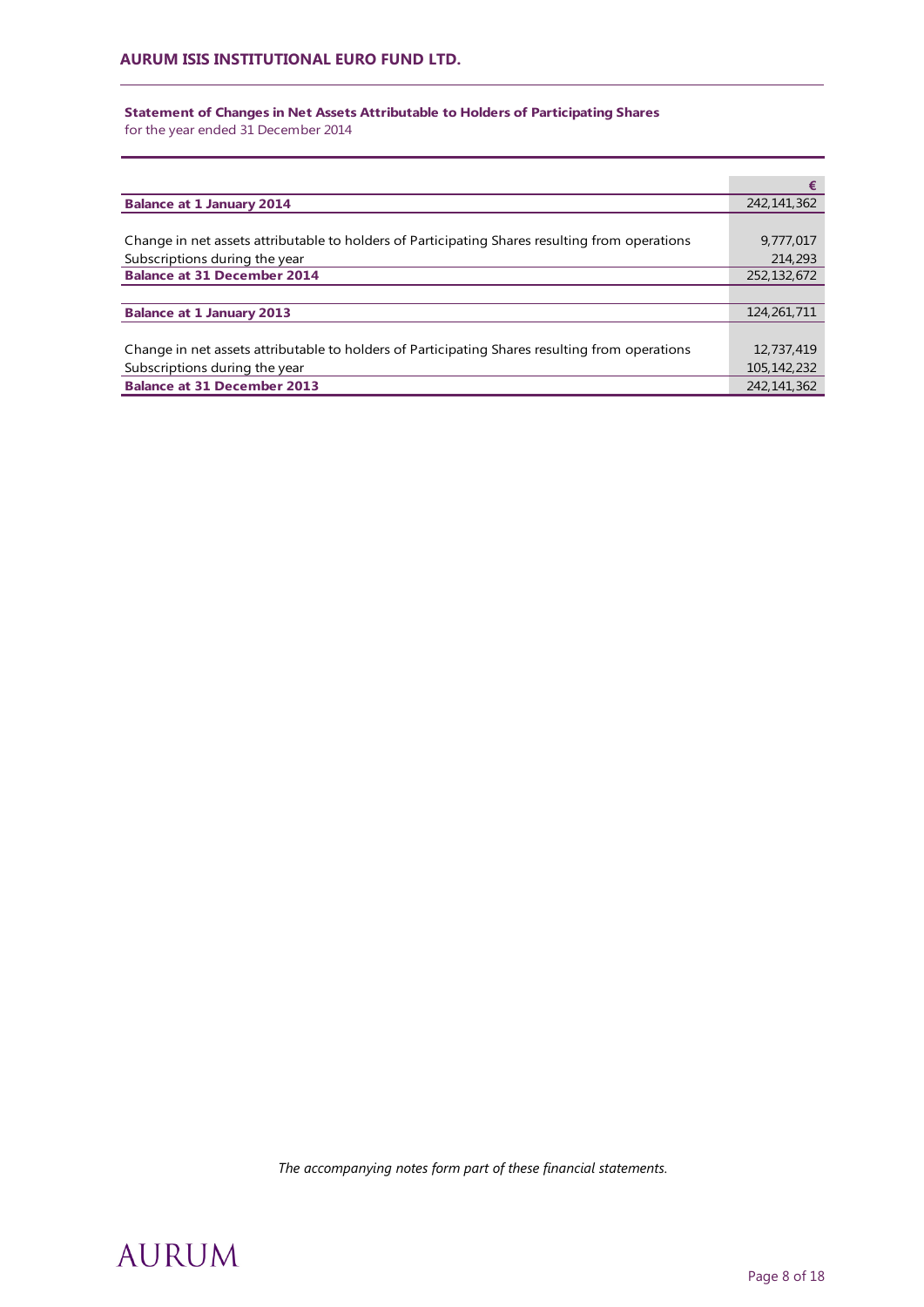## Statement of Changes in Net Assets Attributable to Holders of Participating Shares

for the year ended 31 December 2014

| | € |
|---|---|
| **Balance at 1 January 2014** | 242,141,362 |
| | |
| Change in net assets attributable to holders of Participating Shares resulting from operations | 9,777,017 |
| Subscriptions during the year | 214,293 |
| **Balance at 31 December 2014** | 252,132,672 |
| | |
| **Balance at 1 January 2013** | 124,261,711 |
| | |
| Change in net assets attributable to holders of Participating Shares resulting from operations | 12,737,419 |
| Subscriptions during the year | 105,142,232 |
| **Balance at 31 December 2013** | 242,141,362 |

*The accompanying notes form part of these financial statements.*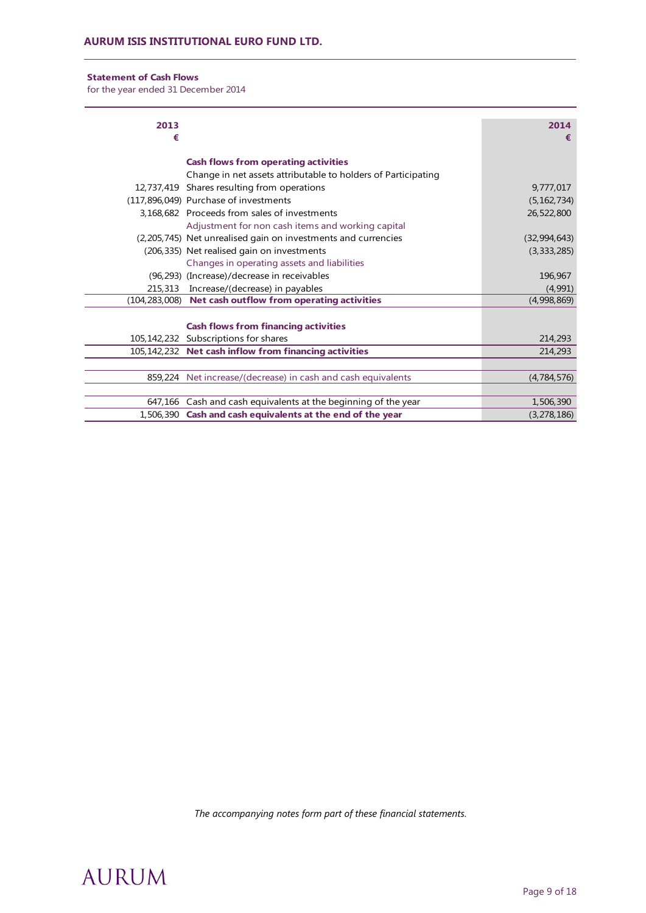**AURUM ISIS INSTITUTIONAL EURO FUND LTD.**

**Statement of Cash Flows**
for the year ended 31 December 2014

| 2013<br>€ | | 2014<br>€ |
|---|---|---|
| | **Cash flows from operating activities** | |
| | Change in net assets attributable to holders of Participating | |
| 12,737,419 | Shares resulting from operations | 9,777,017 |
| (117,896,049) | Purchase of investments | (5,162,734) |
| 3,168,682 | Proceeds from sales of investments | 26,522,800 |
| | Adjustment for non cash items and working capital | |
| (2,205,745) | Net unrealised gain on investments and currencies | (32,994,643) |
| (206,335) | Net realised gain on investments | (3,333,285) |
| | Changes in operating assets and liabilities | |
| (96,293) | (Increase)/decrease in receivables | 196,967 |
| 215,313 | Increase/(decrease) in payables | (4,991) |
| (104,283,008) | **Net cash outflow from operating activities** | (4,998,869) |
| | | |
| | **Cash flows from financing activities** | |
| 105,142,232 | Subscriptions for shares | 214,293 |
| 105,142,232 | **Net cash inflow from financing activities** | 214,293 |
| | | |
| 859,224 | Net increase/(decrease) in cash and cash equivalents | (4,784,576) |
| | | |
| 647,166 | Cash and cash equivalents at the beginning of the year | 1,506,390 |
| 1,506,390 | **Cash and cash equivalents at the end of the year** | (3,278,186) |

*The accompanying notes form part of these financial statements.*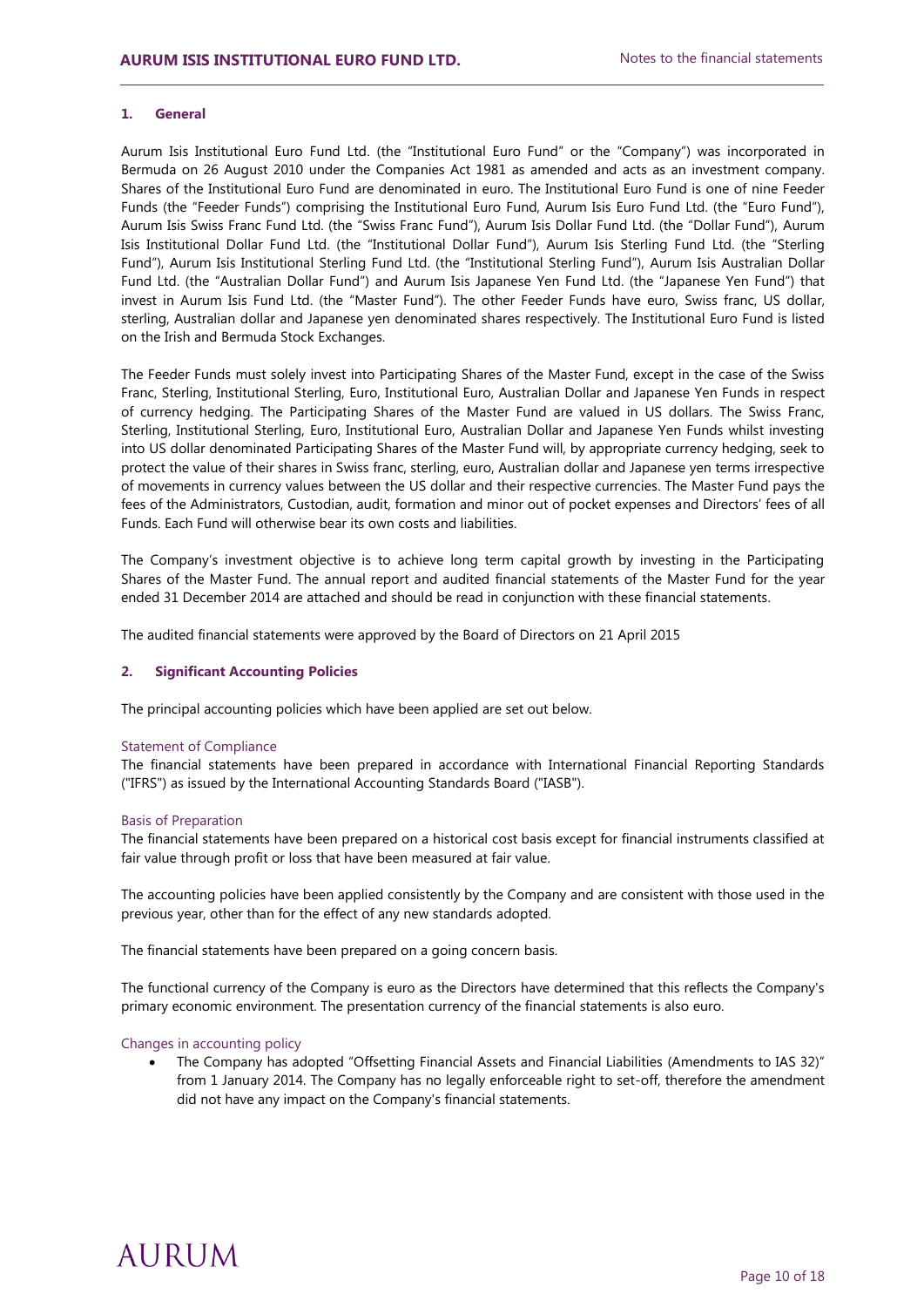## 1. General

Aurum Isis Institutional Euro Fund Ltd. (the "Institutional Euro Fund" or the "Company") was incorporated in Bermuda on 26 August 2010 under the Companies Act 1981 as amended and acts as an investment company. Shares of the Institutional Euro Fund are denominated in euro. The Institutional Euro Fund is one of nine Feeder Funds (the "Feeder Funds") comprising the Institutional Euro Fund, Aurum Isis Euro Fund Ltd. (the "Euro Fund"), Aurum Isis Swiss Franc Fund Ltd. (the "Swiss Franc Fund"), Aurum Isis Dollar Fund Ltd. (the "Dollar Fund"), Aurum Isis Institutional Dollar Fund Ltd. (the "Institutional Dollar Fund"), Aurum Isis Sterling Fund Ltd. (the "Sterling Fund"), Aurum Isis Institutional Sterling Fund Ltd. (the "Institutional Sterling Fund"), Aurum Isis Australian Dollar Fund Ltd. (the "Australian Dollar Fund") and Aurum Isis Japanese Yen Fund Ltd. (the "Japanese Yen Fund") that invest in Aurum Isis Fund Ltd. (the "Master Fund"). The other Feeder Funds have euro, Swiss franc, US dollar, sterling, Australian dollar and Japanese yen denominated shares respectively. The Institutional Euro Fund is listed on the Irish and Bermuda Stock Exchanges.

The Feeder Funds must solely invest into Participating Shares of the Master Fund, except in the case of the Swiss Franc, Sterling, Institutional Sterling, Euro, Institutional Euro, Australian Dollar and Japanese Yen Funds in respect of currency hedging. The Participating Shares of the Master Fund are valued in US dollars. The Swiss Franc, Sterling, Institutional Sterling, Euro, Institutional Euro, Australian Dollar and Japanese Yen Funds whilst investing into US dollar denominated Participating Shares of the Master Fund will, by appropriate currency hedging, seek to protect the value of their shares in Swiss franc, sterling, euro, Australian dollar and Japanese yen terms irrespective of movements in currency values between the US dollar and their respective currencies. The Master Fund pays the fees of the Administrators, Custodian, audit, formation and minor out of pocket expenses and Directors' fees of all Funds. Each Fund will otherwise bear its own costs and liabilities.

The Company's investment objective is to achieve long term capital growth by investing in the Participating Shares of the Master Fund. The annual report and audited financial statements of the Master Fund for the year ended 31 December 2014 are attached and should be read in conjunction with these financial statements.

The audited financial statements were approved by the Board of Directors on 21 April 2015

## 2. Significant Accounting Policies

The principal accounting policies which have been applied are set out below.

### Statement of Compliance

The financial statements have been prepared in accordance with International Financial Reporting Standards ("IFRS") as issued by the International Accounting Standards Board ("IASB").

### Basis of Preparation

The financial statements have been prepared on a historical cost basis except for financial instruments classified at fair value through profit or loss that have been measured at fair value.

The accounting policies have been applied consistently by the Company and are consistent with those used in the previous year, other than for the effect of any new standards adopted.

The financial statements have been prepared on a going concern basis.

The functional currency of the Company is euro as the Directors have determined that this reflects the Company's primary economic environment. The presentation currency of the financial statements is also euro.

### Changes in accounting policy

- The Company has adopted "Offsetting Financial Assets and Financial Liabilities (Amendments to IAS 32)" from 1 January 2014. The Company has no legally enforceable right to set-off, therefore the amendment did not have any impact on the Company's financial statements.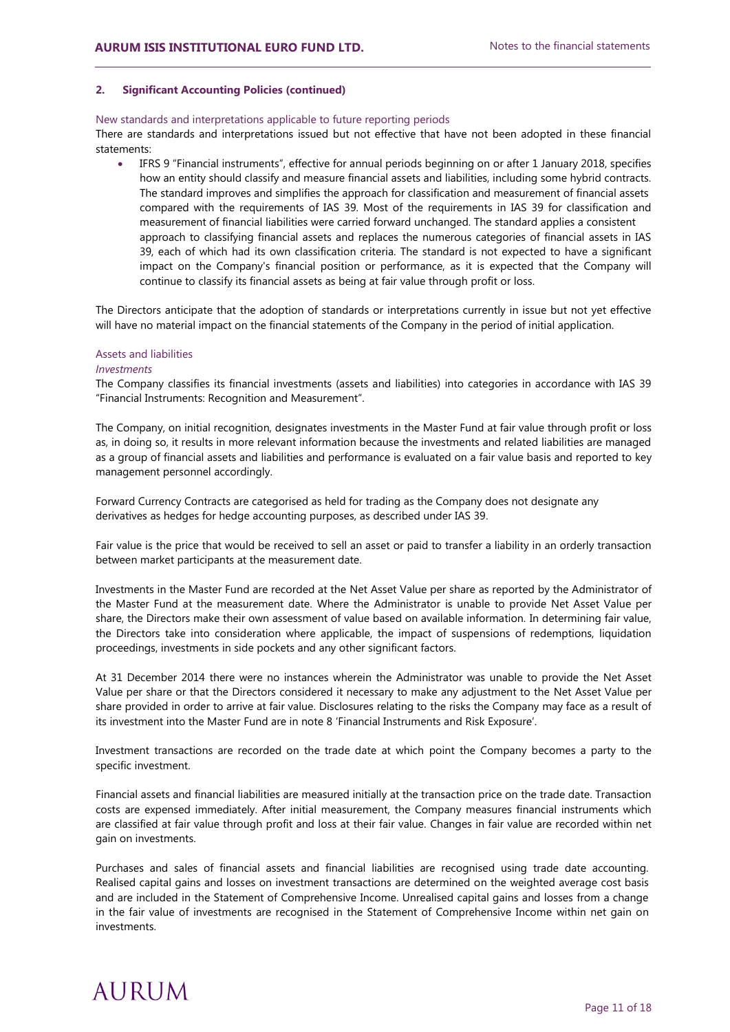## 2. Significant Accounting Policies (continued)

### New standards and interpretations applicable to future reporting periods

There are standards and interpretations issued but not effective that have not been adopted in these financial statements:

- IFRS 9 "Financial instruments", effective for annual periods beginning on or after 1 January 2018, specifies how an entity should classify and measure financial assets and liabilities, including some hybrid contracts. The standard improves and simplifies the approach for classification and measurement of financial assets compared with the requirements of IAS 39. Most of the requirements in IAS 39 for classification and measurement of financial liabilities were carried forward unchanged. The standard applies a consistent approach to classifying financial assets and replaces the numerous categories of financial assets in IAS 39, each of which had its own classification criteria. The standard is not expected to have a significant impact on the Company's financial position or performance, as it is expected that the Company will continue to classify its financial assets as being at fair value through profit or loss.

The Directors anticipate that the adoption of standards or interpretations currently in issue but not yet effective will have no material impact on the financial statements of the Company in the period of initial application.

### Assets and liabilities

*Investments*

The Company classifies its financial investments (assets and liabilities) into categories in accordance with IAS 39 "Financial Instruments: Recognition and Measurement".

The Company, on initial recognition, designates investments in the Master Fund at fair value through profit or loss as, in doing so, it results in more relevant information because the investments and related liabilities are managed as a group of financial assets and liabilities and performance is evaluated on a fair value basis and reported to key management personnel accordingly.

Forward Currency Contracts are categorised as held for trading as the Company does not designate any derivatives as hedges for hedge accounting purposes, as described under IAS 39.

Fair value is the price that would be received to sell an asset or paid to transfer a liability in an orderly transaction between market participants at the measurement date.

Investments in the Master Fund are recorded at the Net Asset Value per share as reported by the Administrator of the Master Fund at the measurement date. Where the Administrator is unable to provide Net Asset Value per share, the Directors make their own assessment of value based on available information. In determining fair value, the Directors take into consideration where applicable, the impact of suspensions of redemptions, liquidation proceedings, investments in side pockets and any other significant factors.

At 31 December 2014 there were no instances wherein the Administrator was unable to provide the Net Asset Value per share or that the Directors considered it necessary to make any adjustment to the Net Asset Value per share provided in order to arrive at fair value. Disclosures relating to the risks the Company may face as a result of its investment into the Master Fund are in note 8 'Financial Instruments and Risk Exposure'.

Investment transactions are recorded on the trade date at which point the Company becomes a party to the specific investment.

Financial assets and financial liabilities are measured initially at the transaction price on the trade date. Transaction costs are expensed immediately. After initial measurement, the Company measures financial instruments which are classified at fair value through profit and loss at their fair value. Changes in fair value are recorded within net gain on investments.

Purchases and sales of financial assets and financial liabilities are recognised using trade date accounting. Realised capital gains and losses on investment transactions are determined on the weighted average cost basis and are included in the Statement of Comprehensive Income. Unrealised capital gains and losses from a change in the fair value of investments are recognised in the Statement of Comprehensive Income within net gain on investments.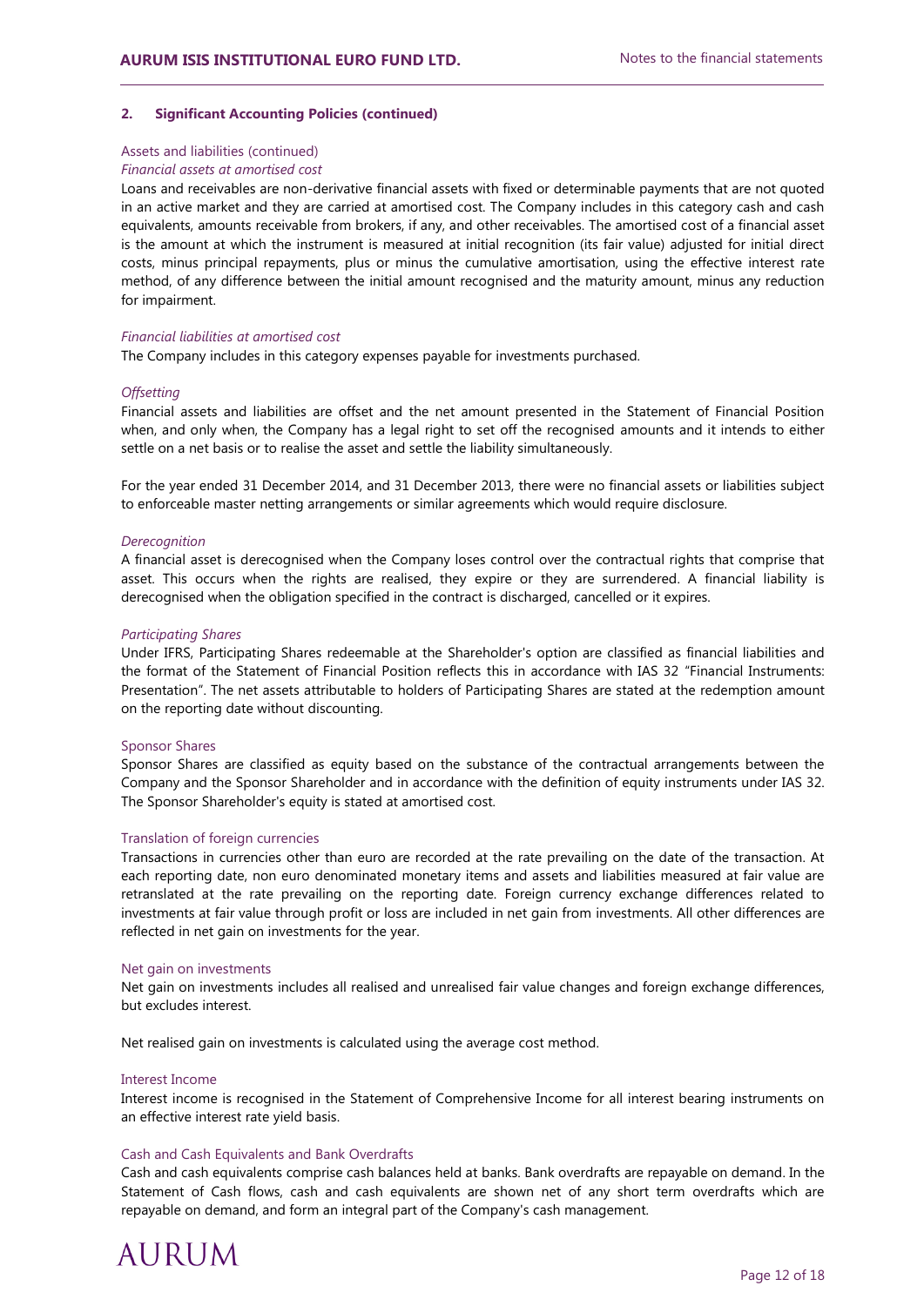## 2. Significant Accounting Policies (continued)

### Assets and liabilities (continued)

*Financial assets at amortised cost*

Loans and receivables are non-derivative financial assets with fixed or determinable payments that are not quoted in an active market and they are carried at amortised cost. The Company includes in this category cash and cash equivalents, amounts receivable from brokers, if any, and other receivables. The amortised cost of a financial asset is the amount at which the instrument is measured at initial recognition (its fair value) adjusted for initial direct costs, minus principal repayments, plus or minus the cumulative amortisation, using the effective interest rate method, of any difference between the initial amount recognised and the maturity amount, minus any reduction for impairment.

*Financial liabilities at amortised cost*

The Company includes in this category expenses payable for investments purchased.

*Offsetting*

Financial assets and liabilities are offset and the net amount presented in the Statement of Financial Position when, and only when, the Company has a legal right to set off the recognised amounts and it intends to either settle on a net basis or to realise the asset and settle the liability simultaneously.

For the year ended 31 December 2014, and 31 December 2013, there were no financial assets or liabilities subject to enforceable master netting arrangements or similar agreements which would require disclosure.

*Derecognition*

A financial asset is derecognised when the Company loses control over the contractual rights that comprise that asset. This occurs when the rights are realised, they expire or they are surrendered. A financial liability is derecognised when the obligation specified in the contract is discharged, cancelled or it expires.

*Participating Shares*

Under IFRS, Participating Shares redeemable at the Shareholder's option are classified as financial liabilities and the format of the Statement of Financial Position reflects this in accordance with IAS 32 "Financial Instruments: Presentation". The net assets attributable to holders of Participating Shares are stated at the redemption amount on the reporting date without discounting.

### Sponsor Shares

Sponsor Shares are classified as equity based on the substance of the contractual arrangements between the Company and the Sponsor Shareholder and in accordance with the definition of equity instruments under IAS 32. The Sponsor Shareholder's equity is stated at amortised cost.

### Translation of foreign currencies

Transactions in currencies other than euro are recorded at the rate prevailing on the date of the transaction. At each reporting date, non euro denominated monetary items and assets and liabilities measured at fair value are retranslated at the rate prevailing on the reporting date. Foreign currency exchange differences related to investments at fair value through profit or loss are included in net gain from investments. All other differences are reflected in net gain on investments for the year.

### Net gain on investments

Net gain on investments includes all realised and unrealised fair value changes and foreign exchange differences, but excludes interest.

Net realised gain on investments is calculated using the average cost method.

### Interest Income

Interest income is recognised in the Statement of Comprehensive Income for all interest bearing instruments on an effective interest rate yield basis.

### Cash and Cash Equivalents and Bank Overdrafts

Cash and cash equivalents comprise cash balances held at banks. Bank overdrafts are repayable on demand. In the Statement of Cash flows, cash and cash equivalents are shown net of any short term overdrafts which are repayable on demand, and form an integral part of the Company's cash management.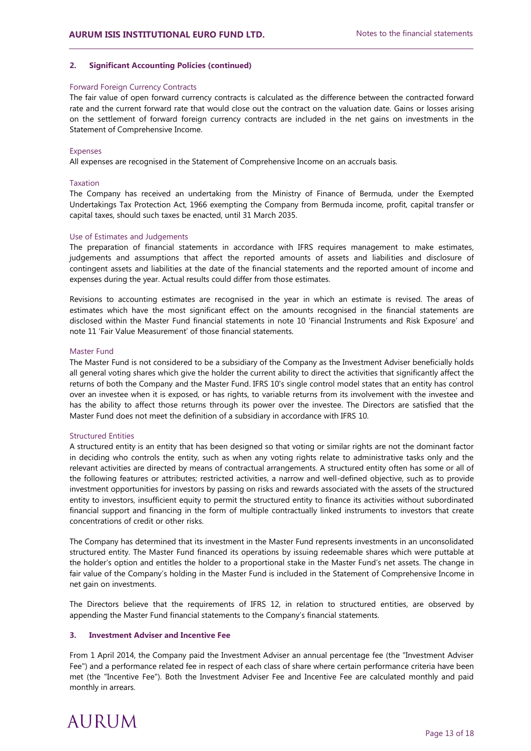## 2. Significant Accounting Policies (continued)

### Forward Foreign Currency Contracts

The fair value of open forward currency contracts is calculated as the difference between the contracted forward rate and the current forward rate that would close out the contract on the valuation date. Gains or losses arising on the settlement of forward foreign currency contracts are included in the net gains on investments in the Statement of Comprehensive Income.

### Expenses

All expenses are recognised in the Statement of Comprehensive Income on an accruals basis.

### Taxation

The Company has received an undertaking from the Ministry of Finance of Bermuda, under the Exempted Undertakings Tax Protection Act, 1966 exempting the Company from Bermuda income, profit, capital transfer or capital taxes, should such taxes be enacted, until 31 March 2035.

### Use of Estimates and Judgements

The preparation of financial statements in accordance with IFRS requires management to make estimates, judgements and assumptions that affect the reported amounts of assets and liabilities and disclosure of contingent assets and liabilities at the date of the financial statements and the reported amount of income and expenses during the year. Actual results could differ from those estimates.

Revisions to accounting estimates are recognised in the year in which an estimate is revised. The areas of estimates which have the most significant effect on the amounts recognised in the financial statements are disclosed within the Master Fund financial statements in note 10 'Financial Instruments and Risk Exposure' and note 11 'Fair Value Measurement' of those financial statements.

### Master Fund

The Master Fund is not considered to be a subsidiary of the Company as the Investment Adviser beneficially holds all general voting shares which give the holder the current ability to direct the activities that significantly affect the returns of both the Company and the Master Fund. IFRS 10's single control model states that an entity has control over an investee when it is exposed, or has rights, to variable returns from its involvement with the investee and has the ability to affect those returns through its power over the investee. The Directors are satisfied that the Master Fund does not meet the definition of a subsidiary in accordance with IFRS 10.

### Structured Entities

A structured entity is an entity that has been designed so that voting or similar rights are not the dominant factor in deciding who controls the entity, such as when any voting rights relate to administrative tasks only and the relevant activities are directed by means of contractual arrangements. A structured entity often has some or all of the following features or attributes; restricted activities, a narrow and well-defined objective, such as to provide investment opportunities for investors by passing on risks and rewards associated with the assets of the structured entity to investors, insufficient equity to permit the structured entity to finance its activities without subordinated financial support and financing in the form of multiple contractually linked instruments to investors that create concentrations of credit or other risks.

The Company has determined that its investment in the Master Fund represents investments in an unconsolidated structured entity. The Master Fund financed its operations by issuing redeemable shares which were puttable at the holder's option and entitles the holder to a proportional stake in the Master Fund's net assets. The change in fair value of the Company's holding in the Master Fund is included in the Statement of Comprehensive Income in net gain on investments.

The Directors believe that the requirements of IFRS 12, in relation to structured entities, are observed by appending the Master Fund financial statements to the Company's financial statements.

## 3. Investment Adviser and Incentive Fee

From 1 April 2014, the Company paid the Investment Adviser an annual percentage fee (the "Investment Adviser Fee") and a performance related fee in respect of each class of share where certain performance criteria have been met (the "Incentive Fee"). Both the Investment Adviser Fee and Incentive Fee are calculated monthly and paid monthly in arrears.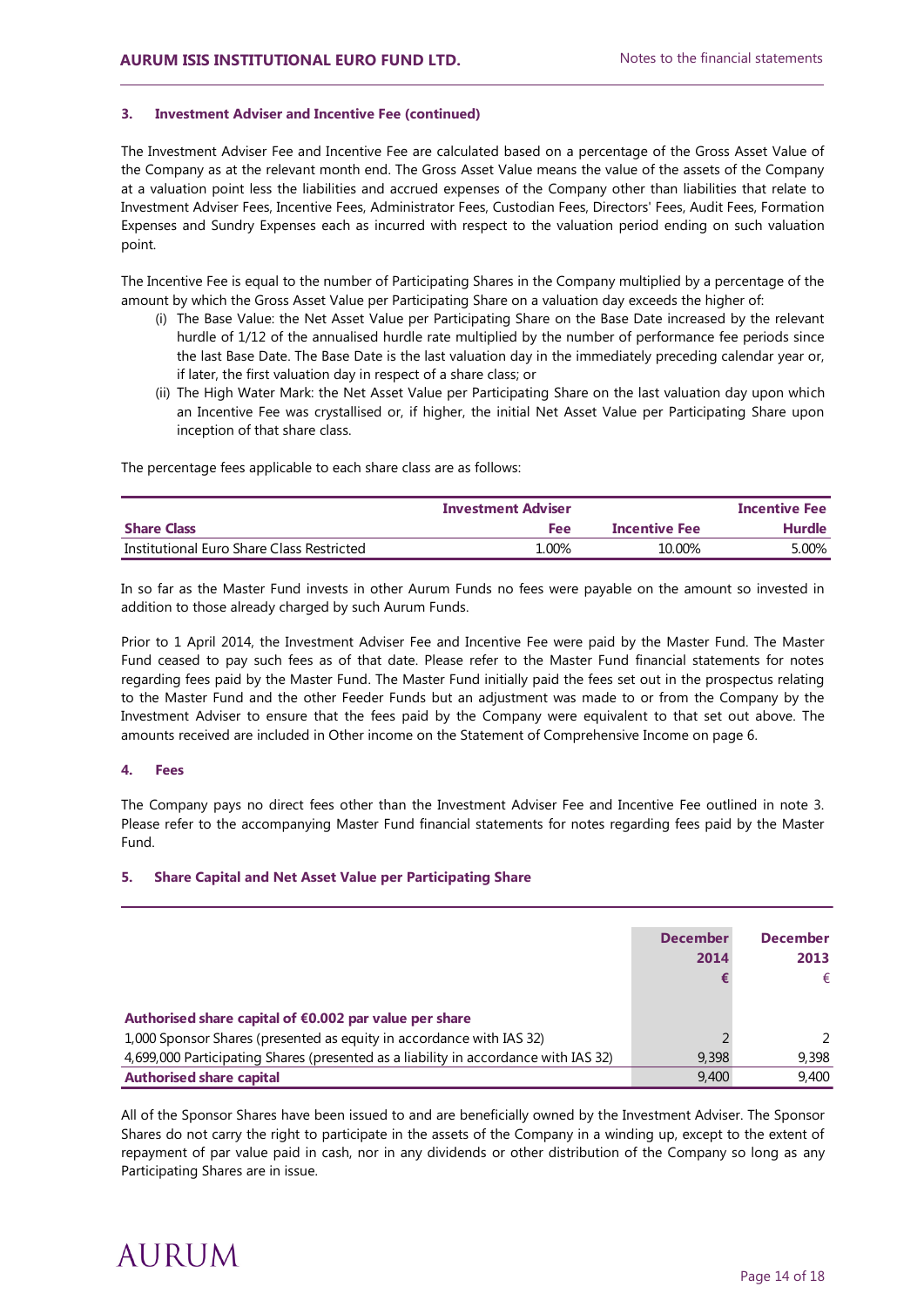### 3. Investment Adviser and Incentive Fee (continued)

The Investment Adviser Fee and Incentive Fee are calculated based on a percentage of the Gross Asset Value of the Company as at the relevant month end. The Gross Asset Value means the value of the assets of the Company at a valuation point less the liabilities and accrued expenses of the Company other than liabilities that relate to Investment Adviser Fees, Incentive Fees, Administrator Fees, Custodian Fees, Directors' Fees, Audit Fees, Formation Expenses and Sundry Expenses each as incurred with respect to the valuation period ending on such valuation point.

The Incentive Fee is equal to the number of Participating Shares in the Company multiplied by a percentage of the amount by which the Gross Asset Value per Participating Share on a valuation day exceeds the higher of:

(i) The Base Value: the Net Asset Value per Participating Share on the Base Date increased by the relevant hurdle of 1/12 of the annualised hurdle rate multiplied by the number of performance fee periods since the last Base Date. The Base Date is the last valuation day in the immediately preceding calendar year or, if later, the first valuation day in respect of a share class; or

(ii) The High Water Mark: the Net Asset Value per Participating Share on the last valuation day upon which an Incentive Fee was crystallised or, if higher, the initial Net Asset Value per Participating Share upon inception of that share class.

The percentage fees applicable to each share class are as follows:

| Share Class | Investment Adviser Fee | Incentive Fee | Incentive Fee Hurdle |
|---|---|---|---|
| Institutional Euro Share Class Restricted | 1.00% | 10.00% | 5.00% |

In so far as the Master Fund invests in other Aurum Funds no fees were payable on the amount so invested in addition to those already charged by such Aurum Funds.

Prior to 1 April 2014, the Investment Adviser Fee and Incentive Fee were paid by the Master Fund. The Master Fund ceased to pay such fees as of that date. Please refer to the Master Fund financial statements for notes regarding fees paid by the Master Fund. The Master Fund initially paid the fees set out in the prospectus relating to the Master Fund and the other Feeder Funds but an adjustment was made to or from the Company by the Investment Adviser to ensure that the fees paid by the Company were equivalent to that set out above. The amounts received are included in Other income on the Statement of Comprehensive Income on page 6.

### 4. Fees

The Company pays no direct fees other than the Investment Adviser Fee and Incentive Fee outlined in note 3. Please refer to the accompanying Master Fund financial statements for notes regarding fees paid by the Master Fund.

### 5. Share Capital and Net Asset Value per Participating Share

| | December 2014 € | December 2013 € |
|---|---|---|
| **Authorised share capital of €0.002 par value per share** | | |
| 1,000 Sponsor Shares (presented as equity in accordance with IAS 32) | 2 | 2 |
| 4,699,000 Participating Shares (presented as a liability in accordance with IAS 32) | 9,398 | 9,398 |
| **Authorised share capital** | 9,400 | 9,400 |

All of the Sponsor Shares have been issued to and are beneficially owned by the Investment Adviser. The Sponsor Shares do not carry the right to participate in the assets of the Company in a winding up, except to the extent of repayment of par value paid in cash, nor in any dividends or other distribution of the Company so long as any Participating Shares are in issue.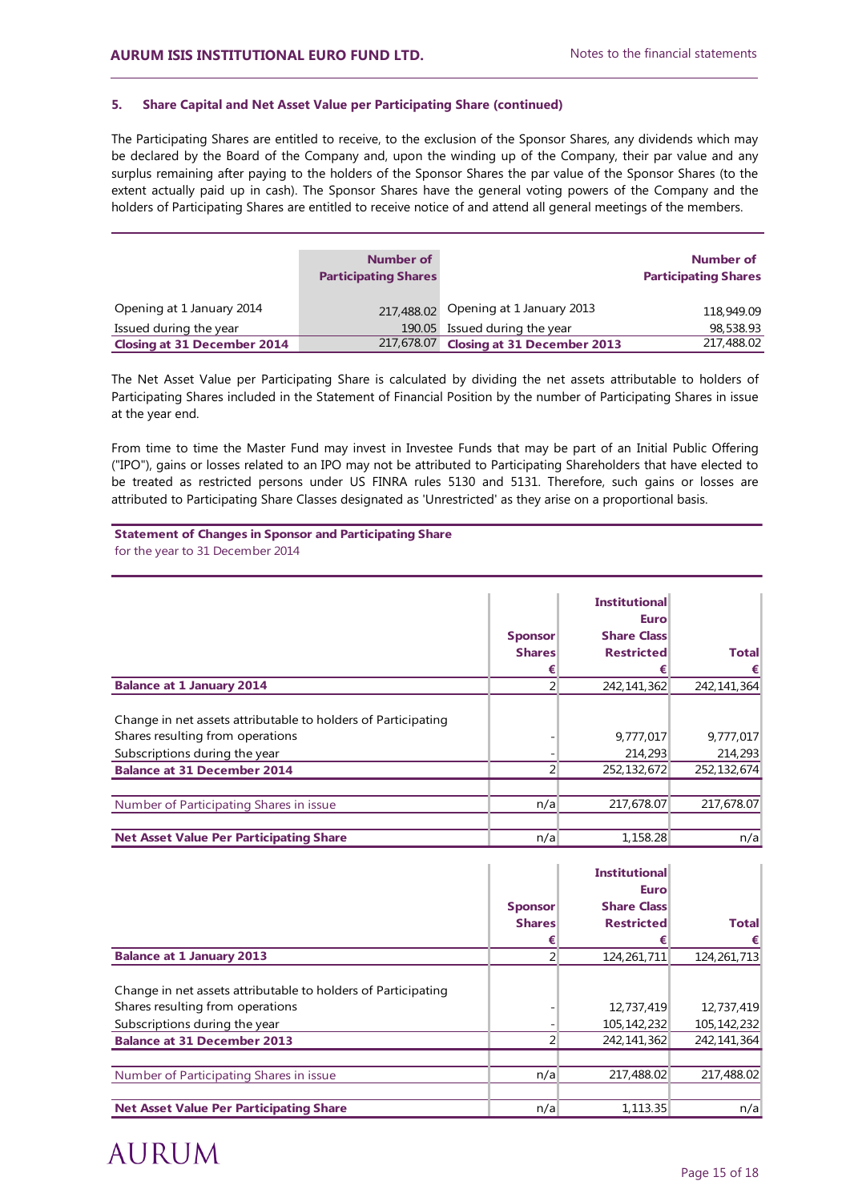### 5. Share Capital and Net Asset Value per Participating Share (continued)

The Participating Shares are entitled to receive, to the exclusion of the Sponsor Shares, any dividends which may be declared by the Board of the Company and, upon the winding up of the Company, their par value and any surplus remaining after paying to the holders of the Sponsor Shares the par value of the Sponsor Shares (to the extent actually paid up in cash). The Sponsor Shares have the general voting powers of the Company and the holders of Participating Shares are entitled to receive notice of and attend all general meetings of the members.

| | Number of Participating Shares | | Number of Participating Shares |
|---|---|---|---|
| Opening at 1 January 2014 | 217,488.02 | Opening at 1 January 2013 | 118,949.09 |
| Issued during the year | 190.05 | Issued during the year | 98,538.93 |
| **Closing at 31 December 2014** | 217,678.07 | **Closing at 31 December 2013** | 217,488.02 |

The Net Asset Value per Participating Share is calculated by dividing the net assets attributable to holders of Participating Shares included in the Statement of Financial Position by the number of Participating Shares in issue at the year end.

From time to time the Master Fund may invest in Investee Funds that may be part of an Initial Public Offering ("IPO"), gains or losses related to an IPO may not be attributed to Participating Shareholders that have elected to be treated as restricted persons under US FINRA rules 5130 and 5131. Therefore, such gains or losses are attributed to Participating Share Classes designated as 'Unrestricted' as they arise on a proportional basis.

**Statement of Changes in Sponsor and Participating Share**
for the year to 31 December 2014

| | Sponsor Shares € | Institutional Euro Share Class Restricted € | Total € |
|---|---|---|---|
| **Balance at 1 January 2014** | 2 | 242,141,362 | 242,141,364 |
| Change in net assets attributable to holders of Participating Shares resulting from operations | - | 9,777,017 | 9,777,017 |
| Subscriptions during the year | - | 214,293 | 214,293 |
| **Balance at 31 December 2014** | 2 | 252,132,672 | 252,132,674 |
| Number of Participating Shares in issue | n/a | 217,678.07 | 217,678.07 |
| **Net Asset Value Per Participating Share** | n/a | 1,158.28 | n/a |

| | Sponsor Shares € | Institutional Euro Share Class Restricted € | Total € |
|---|---|---|---|
| **Balance at 1 January 2013** | 2 | 124,261,711 | 124,261,713 |
| Change in net assets attributable to holders of Participating Shares resulting from operations | - | 12,737,419 | 12,737,419 |
| Subscriptions during the year | - | 105,142,232 | 105,142,232 |
| **Balance at 31 December 2013** | 2 | 242,141,362 | 242,141,364 |
| Number of Participating Shares in issue | n/a | 217,488.02 | 217,488.02 |
| **Net Asset Value Per Participating Share** | n/a | 1,113.35 | n/a |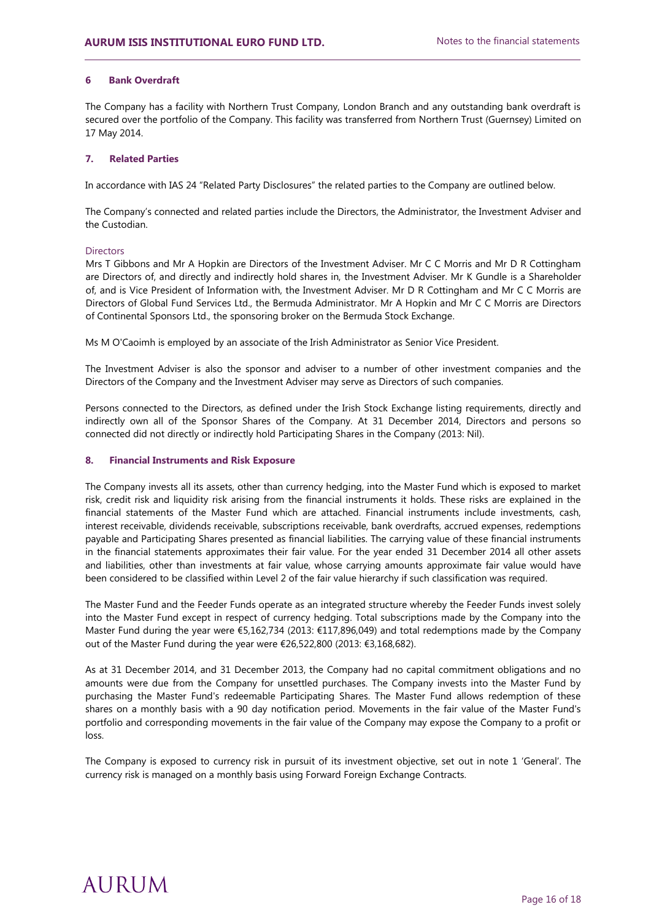### 6 Bank Overdraft

The Company has a facility with Northern Trust Company, London Branch and any outstanding bank overdraft is secured over the portfolio of the Company. This facility was transferred from Northern Trust (Guernsey) Limited on 17 May 2014.

### 7. Related Parties

In accordance with IAS 24 "Related Party Disclosures" the related parties to the Company are outlined below.

The Company's connected and related parties include the Directors, the Administrator, the Investment Adviser and the Custodian.

Directors

Mrs T Gibbons and Mr A Hopkin are Directors of the Investment Adviser. Mr C C Morris and Mr D R Cottingham are Directors of, and directly and indirectly hold shares in, the Investment Adviser. Mr K Gundle is a Shareholder of, and is Vice President of Information with, the Investment Adviser. Mr D R Cottingham and Mr C C Morris are Directors of Global Fund Services Ltd., the Bermuda Administrator. Mr A Hopkin and Mr C C Morris are Directors of Continental Sponsors Ltd., the sponsoring broker on the Bermuda Stock Exchange.

Ms M O'Caoimh is employed by an associate of the Irish Administrator as Senior Vice President.

The Investment Adviser is also the sponsor and adviser to a number of other investment companies and the Directors of the Company and the Investment Adviser may serve as Directors of such companies.

Persons connected to the Directors, as defined under the Irish Stock Exchange listing requirements, directly and indirectly own all of the Sponsor Shares of the Company. At 31 December 2014, Directors and persons so connected did not directly or indirectly hold Participating Shares in the Company (2013: Nil).

### 8. Financial Instruments and Risk Exposure

The Company invests all its assets, other than currency hedging, into the Master Fund which is exposed to market risk, credit risk and liquidity risk arising from the financial instruments it holds. These risks are explained in the financial statements of the Master Fund which are attached. Financial instruments include investments, cash, interest receivable, dividends receivable, subscriptions receivable, bank overdrafts, accrued expenses, redemptions payable and Participating Shares presented as financial liabilities. The carrying value of these financial instruments in the financial statements approximates their fair value. For the year ended 31 December 2014 all other assets and liabilities, other than investments at fair value, whose carrying amounts approximate fair value would have been considered to be classified within Level 2 of the fair value hierarchy if such classification was required.

The Master Fund and the Feeder Funds operate as an integrated structure whereby the Feeder Funds invest solely into the Master Fund except in respect of currency hedging. Total subscriptions made by the Company into the Master Fund during the year were €5,162,734 (2013: €117,896,049) and total redemptions made by the Company out of the Master Fund during the year were €26,522,800 (2013: €3,168,682).

As at 31 December 2014, and 31 December 2013, the Company had no capital commitment obligations and no amounts were due from the Company for unsettled purchases. The Company invests into the Master Fund by purchasing the Master Fund's redeemable Participating Shares. The Master Fund allows redemption of these shares on a monthly basis with a 90 day notification period. Movements in the fair value of the Master Fund's portfolio and corresponding movements in the fair value of the Company may expose the Company to a profit or loss.

The Company is exposed to currency risk in pursuit of its investment objective, set out in note 1 'General'. The currency risk is managed on a monthly basis using Forward Foreign Exchange Contracts.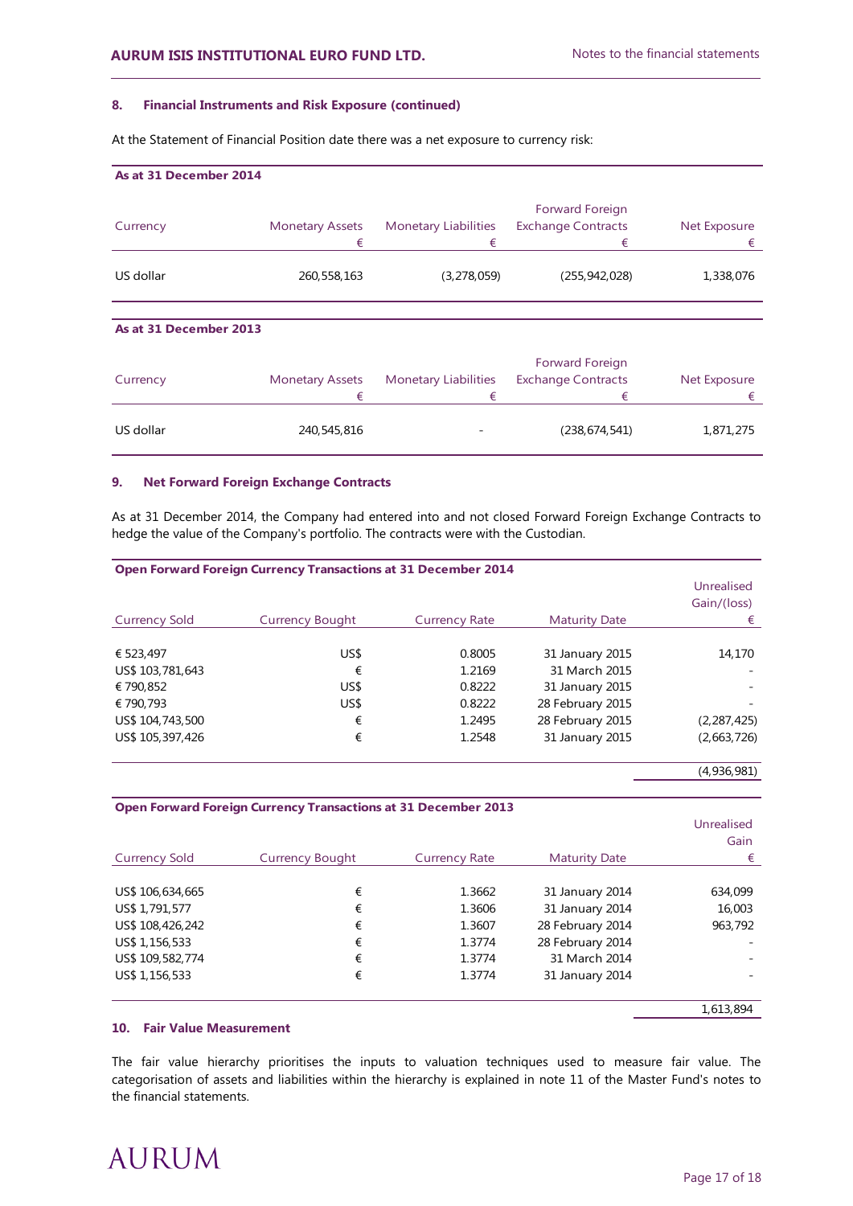### 8. Financial Instruments and Risk Exposure (continued)

At the Statement of Financial Position date there was a net exposure to currency risk:

**As at 31 December 2014**

| Currency | Monetary Assets € | Monetary Liabilities € | Forward Foreign Exchange Contracts € | Net Exposure € |
|---|---|---|---|---|
| US dollar | 260,558,163 | (3,278,059) | (255,942,028) | 1,338,076 |

**As at 31 December 2013**

| Currency | Monetary Assets € | Monetary Liabilities € | Forward Foreign Exchange Contracts € | Net Exposure € |
|---|---|---|---|---|
| US dollar | 240,545,816 | - | (238,674,541) | 1,871,275 |

### 9. Net Forward Foreign Exchange Contracts

As at 31 December 2014, the Company had entered into and not closed Forward Foreign Exchange Contracts to hedge the value of the Company's portfolio. The contracts were with the Custodian.

**Open Forward Foreign Currency Transactions at 31 December 2014**

| Currency Sold | Currency Bought | Currency Rate | Maturity Date | Unrealised Gain/(loss) € |
|---|---|---|---|---|
| € 523,497 | US$ | 0.8005 | 31 January 2015 | 14,170 |
| US$ 103,781,643 | € | 1.2169 | 31 March 2015 | - |
| € 790,852 | US$ | 0.8222 | 31 January 2015 | - |
| € 790,793 | US$ | 0.8222 | 28 February 2015 | - |
| US$ 104,743,500 | € | 1.2495 | 28 February 2015 | (2,287,425) |
| US$ 105,397,426 | € | 1.2548 | 31 January 2015 | (2,663,726) |
| | | | | (4,936,981) |

**Open Forward Foreign Currency Transactions at 31 December 2013**

| Currency Sold | Currency Bought | Currency Rate | Maturity Date | Unrealised Gain € |
|---|---|---|---|---|
| US$ 106,634,665 | € | 1.3662 | 31 January 2014 | 634,099 |
| US$ 1,791,577 | € | 1.3606 | 31 January 2014 | 16,003 |
| US$ 108,426,242 | € | 1.3607 | 28 February 2014 | 963,792 |
| US$ 1,156,533 | € | 1.3774 | 28 February 2014 | - |
| US$ 109,582,774 | € | 1.3774 | 31 March 2014 | - |
| US$ 1,156,533 | € | 1.3774 | 31 January 2014 | - |
| | | | | 1,613,894 |

### 10. Fair Value Measurement

The fair value hierarchy prioritises the inputs to valuation techniques used to measure fair value. The categorisation of assets and liabilities within the hierarchy is explained in note 11 of the Master Fund's notes to the financial statements.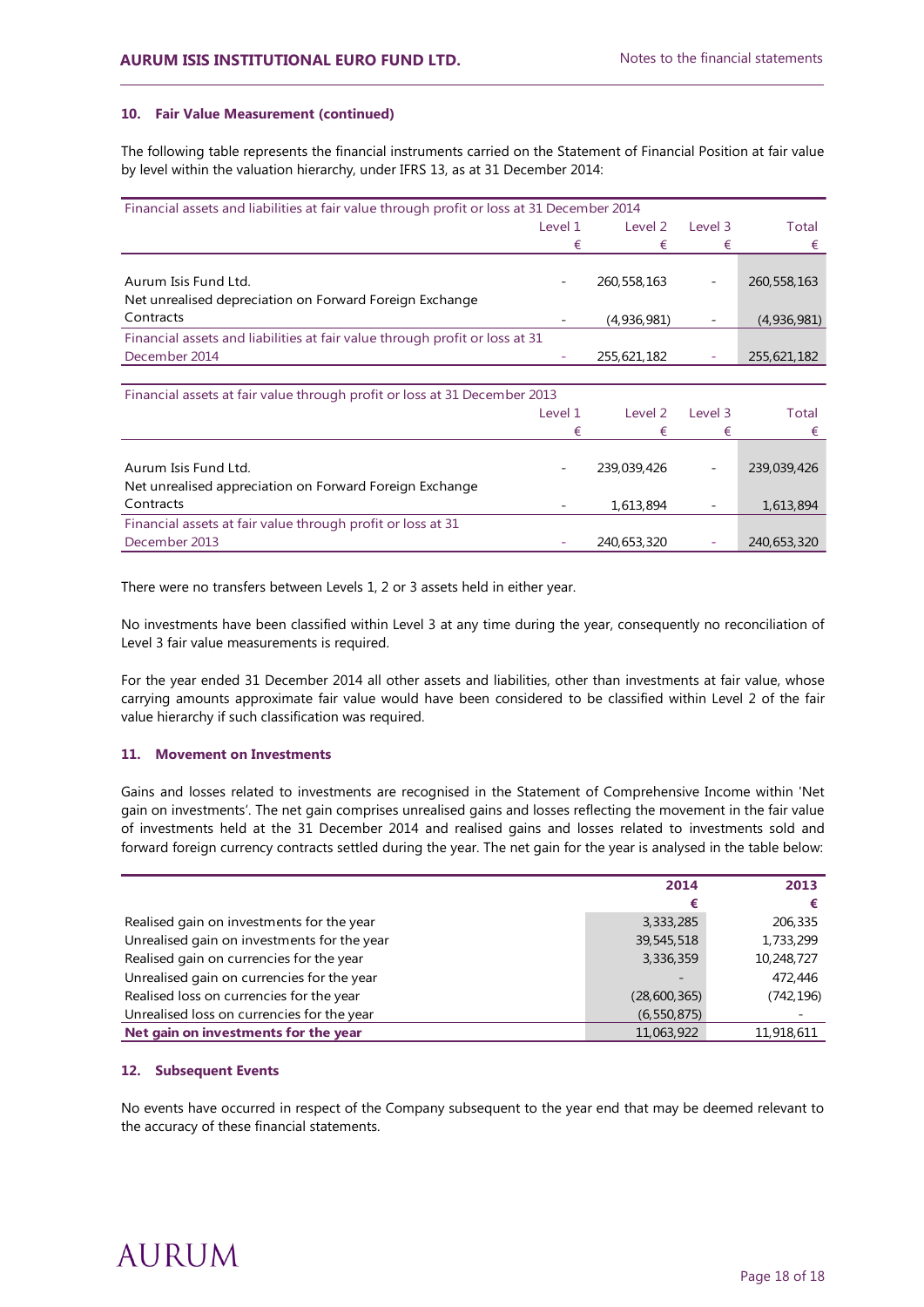#### 10. Fair Value Measurement (continued)

The following table represents the financial instruments carried on the Statement of Financial Position at fair value by level within the valuation hierarchy, under IFRS 13, as at 31 December 2014:

| Financial assets and liabilities at fair value through profit or loss at 31 December 2014 | Level 1 | Level 2 | Level 3 | Total |
|---|---|---|---|---|
| | € | € | € | € |
| Aurum Isis Fund Ltd. | - | 260,558,163 | - | 260,558,163 |
| Net unrealised depreciation on Forward Foreign Exchange Contracts | - | (4,936,981) | - | (4,936,981) |
| Financial assets and liabilities at fair value through profit or loss at 31 December 2014 | - | 255,621,182 | - | 255,621,182 |

| Financial assets at fair value through profit or loss at 31 December 2013 | Level 1 | Level 2 | Level 3 | Total |
|---|---|---|---|---|
| | € | € | € | € |
| Aurum Isis Fund Ltd. | - | 239,039,426 | - | 239,039,426 |
| Net unrealised appreciation on Forward Foreign Exchange Contracts | - | 1,613,894 | - | 1,613,894 |
| Financial assets at fair value through profit or loss at 31 December 2013 | - | 240,653,320 | - | 240,653,320 |

There were no transfers between Levels 1, 2 or 3 assets held in either year.

No investments have been classified within Level 3 at any time during the year, consequently no reconciliation of Level 3 fair value measurements is required.

For the year ended 31 December 2014 all other assets and liabilities, other than investments at fair value, whose carrying amounts approximate fair value would have been considered to be classified within Level 2 of the fair value hierarchy if such classification was required.

#### 11. Movement on Investments

Gains and losses related to investments are recognised in the Statement of Comprehensive Income within 'Net gain on investments'. The net gain comprises unrealised gains and losses reflecting the movement in the fair value of investments held at the 31 December 2014 and realised gains and losses related to investments sold and forward foreign currency contracts settled during the year. The net gain for the year is analysed in the table below:

| | 2014 | 2013 |
|---|---|---|
| | € | € |
| Realised gain on investments for the year | 3,333,285 | 206,335 |
| Unrealised gain on investments for the year | 39,545,518 | 1,733,299 |
| Realised gain on currencies for the year | 3,336,359 | 10,248,727 |
| Unrealised gain on currencies for the year | - | 472,446 |
| Realised loss on currencies for the year | (28,600,365) | (742,196) |
| Unrealised loss on currencies for the year | (6,550,875) | - |
| **Net gain on investments for the year** | 11,063,922 | 11,918,611 |

#### 12. Subsequent Events

No events have occurred in respect of the Company subsequent to the year end that may be deemed relevant to the accuracy of these financial statements.